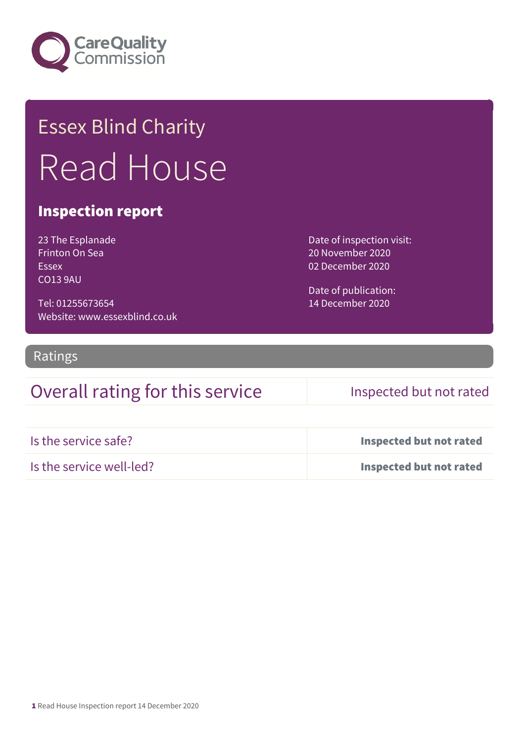Essex Blind Charity

# Read House

## Inspection report

23 The Esplanade
Frinton On Sea
Essex
CO13 9AU

Tel: 01255673654
Website: www.essexblind.co.uk

Date of inspection visit:
20 November 2020
02 December 2020

Date of publication:
14 December 2020

## Ratings

| Overall rating for this service | Inspected but not rated |
| --- | --- |
| Is the service safe? | **Inspected but not rated** |
| Is the service well-led? | **Inspected but not rated** |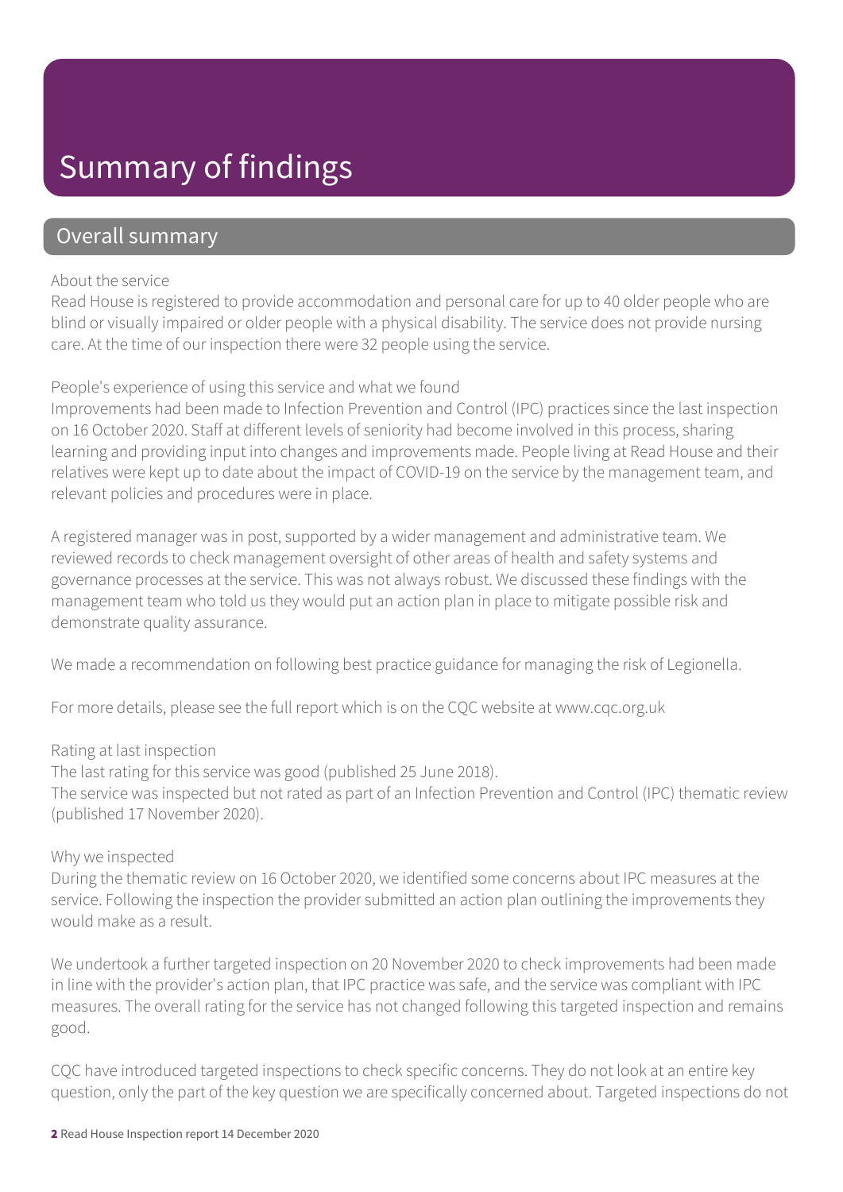# Summary of findings

## Overall summary

About the service

Read House is registered to provide accommodation and personal care for up to 40 older people who are blind or visually impaired or older people with a physical disability. The service does not provide nursing care. At the time of our inspection there were 32 people using the service.

People's experience of using this service and what we found

Improvements had been made to Infection Prevention and Control (IPC) practices since the last inspection on 16 October 2020. Staff at different levels of seniority had become involved in this process, sharing learning and providing input into changes and improvements made. People living at Read House and their relatives were kept up to date about the impact of COVID-19 on the service by the management team, and relevant policies and procedures were in place.

A registered manager was in post, supported by a wider management and administrative team. We reviewed records to check management oversight of other areas of health and safety systems and governance processes at the service. This was not always robust. We discussed these findings with the management team who told us they would put an action plan in place to mitigate possible risk and demonstrate quality assurance.

We made a recommendation on following best practice guidance for managing the risk of Legionella.

For more details, please see the full report which is on the CQC website at www.cqc.org.uk

Rating at last inspection

The last rating for this service was good (published 25 June 2018).

The service was inspected but not rated as part of an Infection Prevention and Control (IPC) thematic review (published 17 November 2020).

Why we inspected

During the thematic review on 16 October 2020, we identified some concerns about IPC measures at the service. Following the inspection the provider submitted an action plan outlining the improvements they would make as a result.

We undertook a further targeted inspection on 20 November 2020 to check improvements had been made in line with the provider's action plan, that IPC practice was safe, and the service was compliant with IPC measures. The overall rating for the service has not changed following this targeted inspection and remains good.

CQC have introduced targeted inspections to check specific concerns. They do not look at an entire key question, only the part of the key question we are specifically concerned about. Targeted inspections do not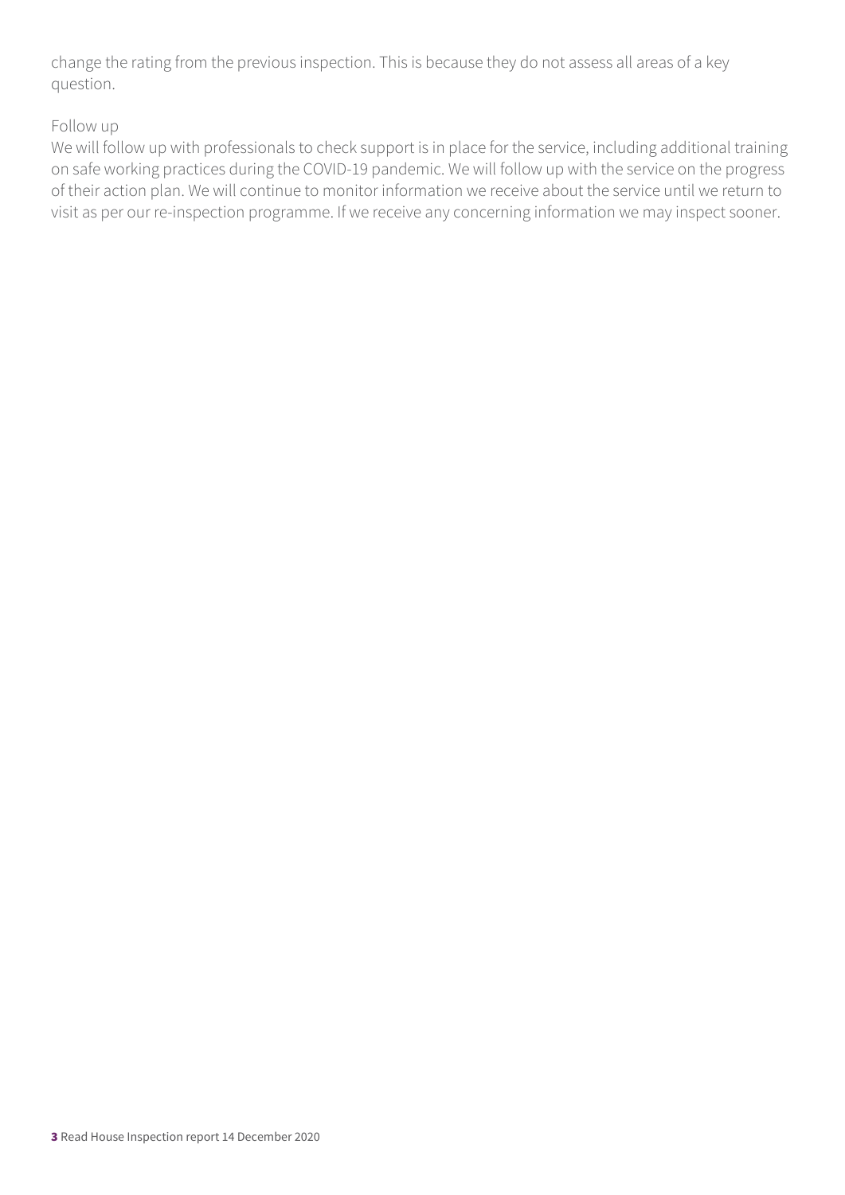change the rating from the previous inspection. This is because they do not assess all areas of a key question.

Follow up

We will follow up with professionals to check support is in place for the service, including additional training on safe working practices during the COVID-19 pandemic. We will follow up with the service on the progress of their action plan. We will continue to monitor information we receive about the service until we return to visit as per our re-inspection programme. If we receive any concerning information we may inspect sooner.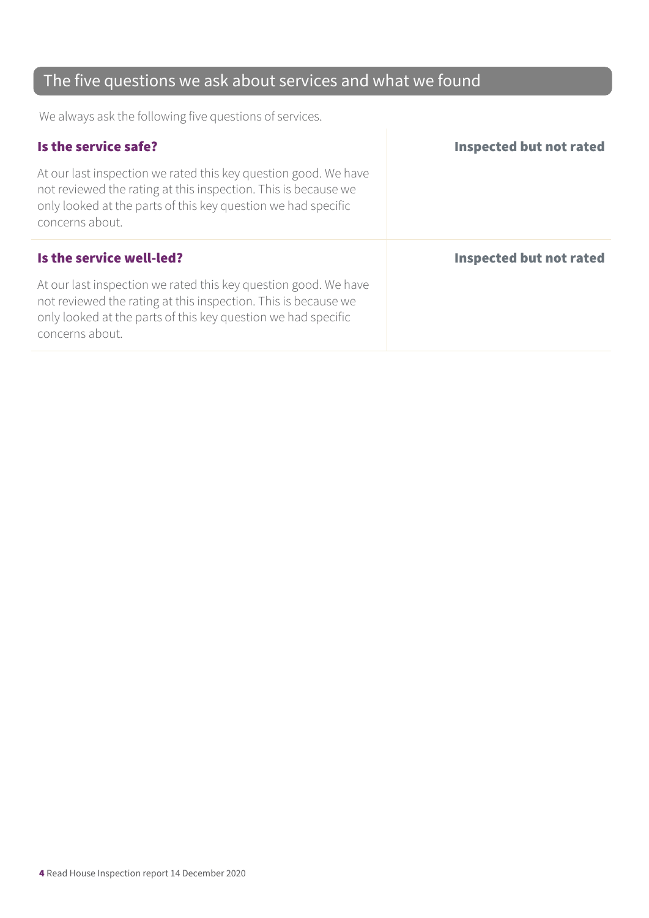## The five questions we ask about services and what we found

We always ask the following five questions of services.

### Is the service safe?

**Inspected but not rated**

At our last inspection we rated this key question good. We have not reviewed the rating at this inspection. This is because we only looked at the parts of this key question we had specific concerns about.

### Is the service well-led?

**Inspected but not rated**

At our last inspection we rated this key question good. We have not reviewed the rating at this inspection. This is because we only looked at the parts of this key question we had specific concerns about.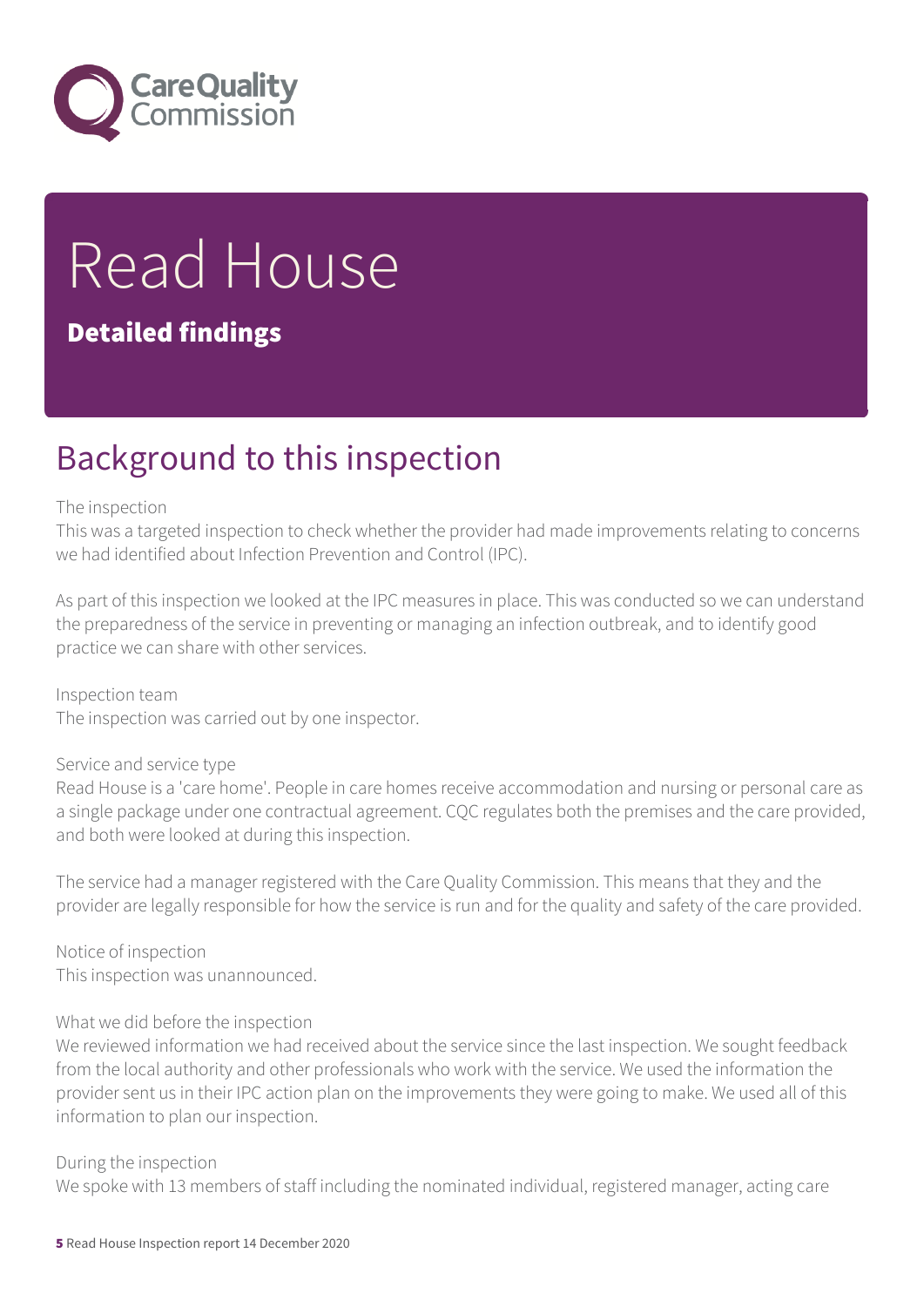# Read House

## Detailed findings

# Background to this inspection

The inspection
This was a targeted inspection to check whether the provider had made improvements relating to concerns we had identified about Infection Prevention and Control (IPC).

As part of this inspection we looked at the IPC measures in place. This was conducted so we can understand the preparedness of the service in preventing or managing an infection outbreak, and to identify good practice we can share with other services.

Inspection team
The inspection was carried out by one inspector.

Service and service type
Read House is a 'care home'. People in care homes receive accommodation and nursing or personal care as a single package under one contractual agreement. CQC regulates both the premises and the care provided, and both were looked at during this inspection.

The service had a manager registered with the Care Quality Commission. This means that they and the provider are legally responsible for how the service is run and for the quality and safety of the care provided.

Notice of inspection
This inspection was unannounced.

What we did before the inspection
We reviewed information we had received about the service since the last inspection. We sought feedback from the local authority and other professionals who work with the service. We used the information the provider sent us in their IPC action plan on the improvements they were going to make. We used all of this information to plan our inspection.

During the inspection
We spoke with 13 members of staff including the nominated individual, registered manager, acting care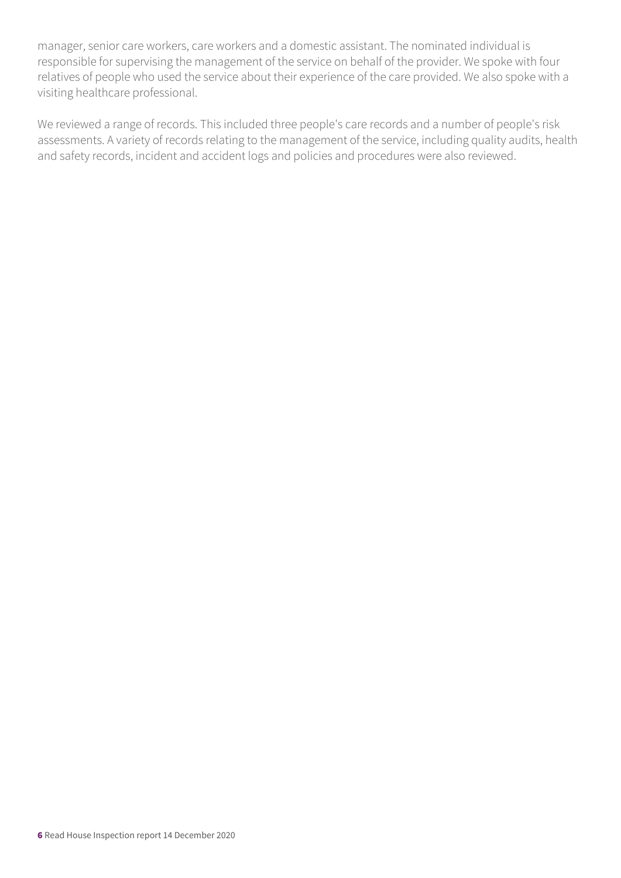manager, senior care workers, care workers and a domestic assistant. The nominated individual is responsible for supervising the management of the service on behalf of the provider. We spoke with four relatives of people who used the service about their experience of the care provided. We also spoke with a visiting healthcare professional.

We reviewed a range of records. This included three people's care records and a number of people's risk assessments. A variety of records relating to the management of the service, including quality audits, health and safety records, incident and accident logs and policies and procedures were also reviewed.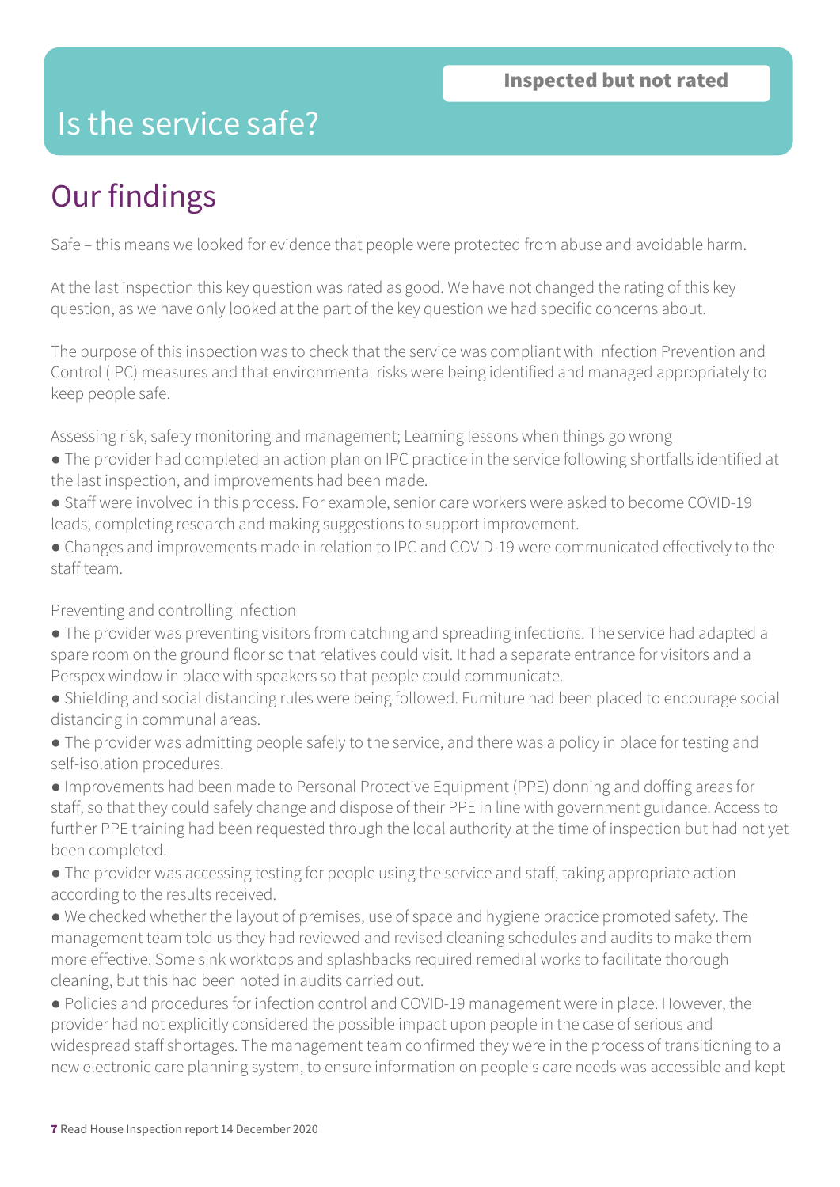# Is the service safe?

**Inspected but not rated**

## Our findings

Safe – this means we looked for evidence that people were protected from abuse and avoidable harm.

At the last inspection this key question was rated as good. We have not changed the rating of this key question, as we have only looked at the part of the key question we had specific concerns about.

The purpose of this inspection was to check that the service was compliant with Infection Prevention and Control (IPC) measures and that environmental risks were being identified and managed appropriately to keep people safe.

Assessing risk, safety monitoring and management; Learning lessons when things go wrong

- The provider had completed an action plan on IPC practice in the service following shortfalls identified at the last inspection, and improvements had been made.
- Staff were involved in this process. For example, senior care workers were asked to become COVID-19 leads, completing research and making suggestions to support improvement.
- Changes and improvements made in relation to IPC and COVID-19 were communicated effectively to the staff team.

Preventing and controlling infection

- The provider was preventing visitors from catching and spreading infections. The service had adapted a spare room on the ground floor so that relatives could visit. It had a separate entrance for visitors and a Perspex window in place with speakers so that people could communicate.
- Shielding and social distancing rules were being followed. Furniture had been placed to encourage social distancing in communal areas.
- The provider was admitting people safely to the service, and there was a policy in place for testing and self-isolation procedures.
- Improvements had been made to Personal Protective Equipment (PPE) donning and doffing areas for staff, so that they could safely change and dispose of their PPE in line with government guidance. Access to further PPE training had been requested through the local authority at the time of inspection but had not yet been completed.
- The provider was accessing testing for people using the service and staff, taking appropriate action according to the results received.
- We checked whether the layout of premises, use of space and hygiene practice promoted safety. The management team told us they had reviewed and revised cleaning schedules and audits to make them more effective. Some sink worktops and splashbacks required remedial works to facilitate thorough cleaning, but this had been noted in audits carried out.
- Policies and procedures for infection control and COVID-19 management were in place. However, the provider had not explicitly considered the possible impact upon people in the case of serious and widespread staff shortages. The management team confirmed they were in the process of transitioning to a new electronic care planning system, to ensure information on people's care needs was accessible and kept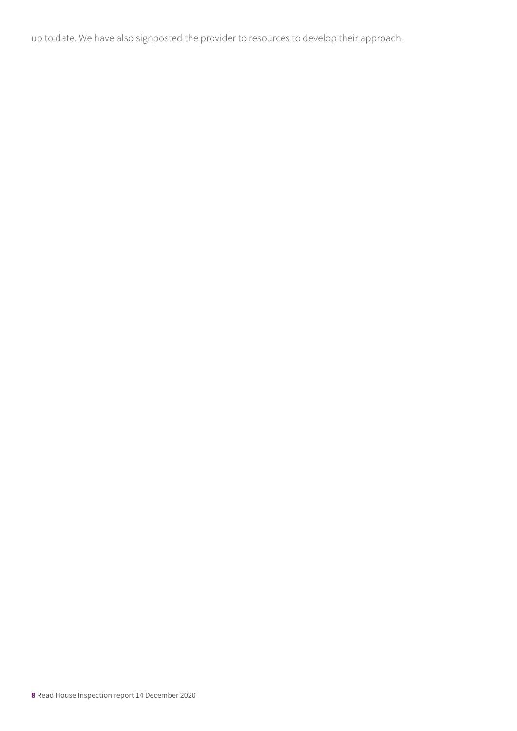up to date. We have also signposted the provider to resources to develop their approach.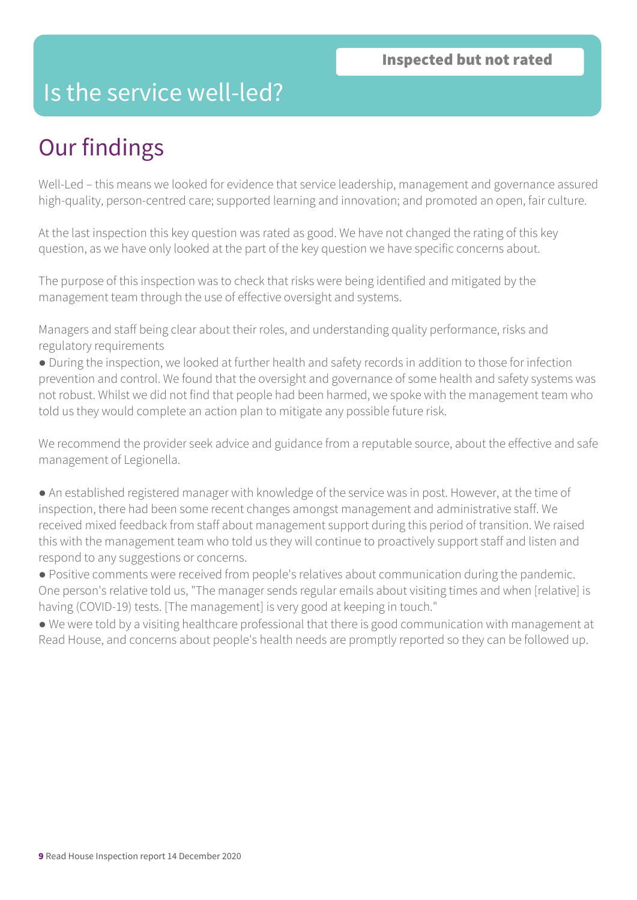Inspected but not rated

# Is the service well-led?

## Our findings

Well-Led – this means we looked for evidence that service leadership, management and governance assured high-quality, person-centred care; supported learning and innovation; and promoted an open, fair culture.

At the last inspection this key question was rated as good. We have not changed the rating of this key question, as we have only looked at the part of the key question we have specific concerns about.

The purpose of this inspection was to check that risks were being identified and mitigated by the management team through the use of effective oversight and systems.

Managers and staff being clear about their roles, and understanding quality performance, risks and regulatory requirements

- During the inspection, we looked at further health and safety records in addition to those for infection prevention and control. We found that the oversight and governance of some health and safety systems was not robust. Whilst we did not find that people had been harmed, we spoke with the management team who told us they would complete an action plan to mitigate any possible future risk.

We recommend the provider seek advice and guidance from a reputable source, about the effective and safe management of Legionella.

- An established registered manager with knowledge of the service was in post. However, at the time of inspection, there had been some recent changes amongst management and administrative staff. We received mixed feedback from staff about management support during this period of transition. We raised this with the management team who told us they will continue to proactively support staff and listen and respond to any suggestions or concerns.
- Positive comments were received from people's relatives about communication during the pandemic. One person's relative told us, "The manager sends regular emails about visiting times and when [relative] is having (COVID-19) tests. [The management] is very good at keeping in touch."
- We were told by a visiting healthcare professional that there is good communication with management at Read House, and concerns about people's health needs are promptly reported so they can be followed up.